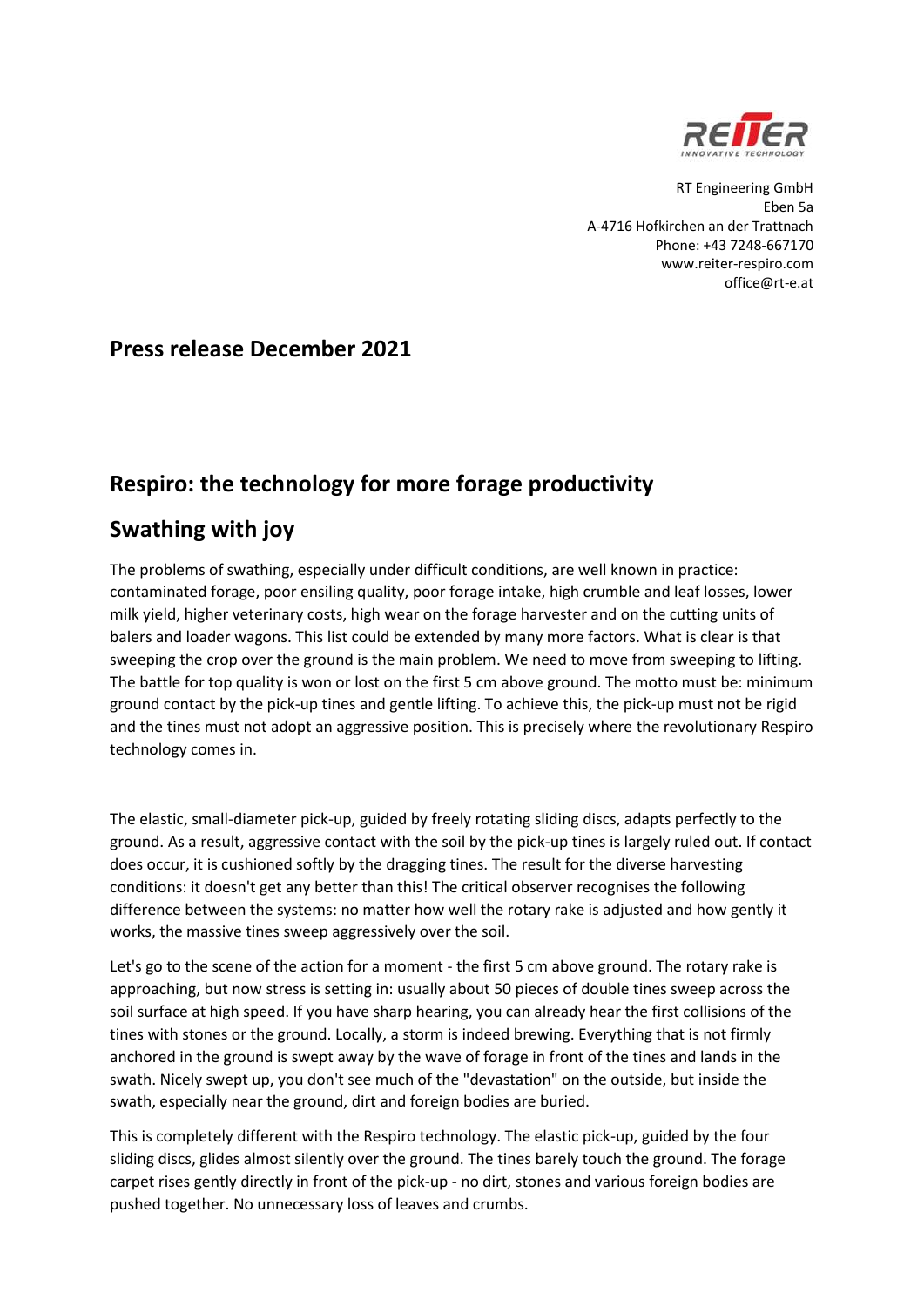RT Engineering GmbH
Eben 5a
A-4716 Hofkirchen an der Trattnach
Phone: +43 7248-667170
www.reiter-respiro.com
office@rt-e.at

## Press release December 2021

## Respiro: the technology for more forage productivity

## Swathing with joy

The problems of swathing, especially under difficult conditions, are well known in practice: contaminated forage, poor ensiling quality, poor forage intake, high crumble and leaf losses, lower milk yield, higher veterinary costs, high wear on the forage harvester and on the cutting units of balers and loader wagons. This list could be extended by many more factors. What is clear is that sweeping the crop over the ground is the main problem. We need to move from sweeping to lifting. The battle for top quality is won or lost on the first 5 cm above ground. The motto must be: minimum ground contact by the pick-up tines and gentle lifting. To achieve this, the pick-up must not be rigid and the tines must not adopt an aggressive position. This is precisely where the revolutionary Respiro technology comes in.

The elastic, small-diameter pick-up, guided by freely rotating sliding discs, adapts perfectly to the ground. As a result, aggressive contact with the soil by the pick-up tines is largely ruled out. If contact does occur, it is cushioned softly by the dragging tines. The result for the diverse harvesting conditions: it doesn't get any better than this! The critical observer recognises the following difference between the systems: no matter how well the rotary rake is adjusted and how gently it works, the massive tines sweep aggressively over the soil.

Let's go to the scene of the action for a moment - the first 5 cm above ground. The rotary rake is approaching, but now stress is setting in: usually about 50 pieces of double tines sweep across the soil surface at high speed. If you have sharp hearing, you can already hear the first collisions of the tines with stones or the ground. Locally, a storm is indeed brewing. Everything that is not firmly anchored in the ground is swept away by the wave of forage in front of the tines and lands in the swath. Nicely swept up, you don't see much of the "devastation" on the outside, but inside the swath, especially near the ground, dirt and foreign bodies are buried.

This is completely different with the Respiro technology. The elastic pick-up, guided by the four sliding discs, glides almost silently over the ground. The tines barely touch the ground. The forage carpet rises gently directly in front of the pick-up - no dirt, stones and various foreign bodies are pushed together. No unnecessary loss of leaves and crumbs.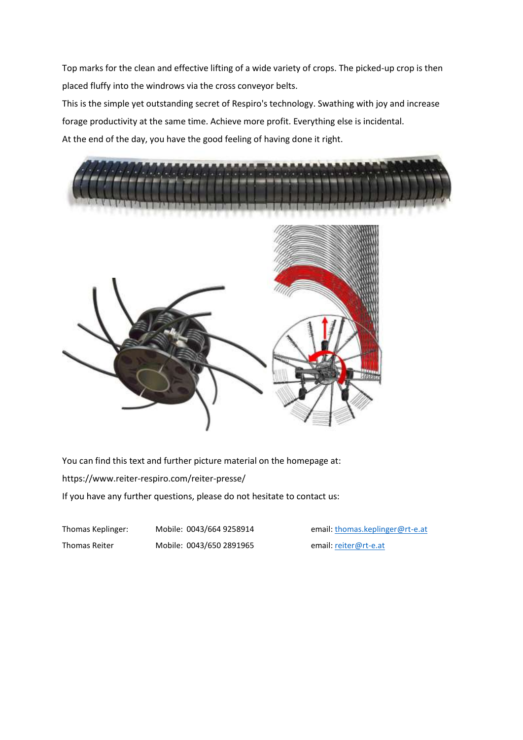Top marks for the clean and effective lifting of a wide variety of crops. The picked-up crop is then placed fluffy into the windrows via the cross conveyor belts.

This is the simple yet outstanding secret of Respiro's technology. Swathing with joy and increase forage productivity at the same time. Achieve more profit. Everything else is incidental.

At the end of the day, you have the good feeling of having done it right.

You can find this text and further picture material on the homepage at:

https://www.reiter-respiro.com/reiter-presse/

If you have any further questions, please do not hesitate to contact us:

| | | |
|---|---|---|
| Thomas Keplinger: | Mobile: 0043/664 9258914 | email: thomas.keplinger@rt-e.at |
| Thomas Reiter | Mobile: 0043/650 2891965 | email: reiter@rt-e.at |